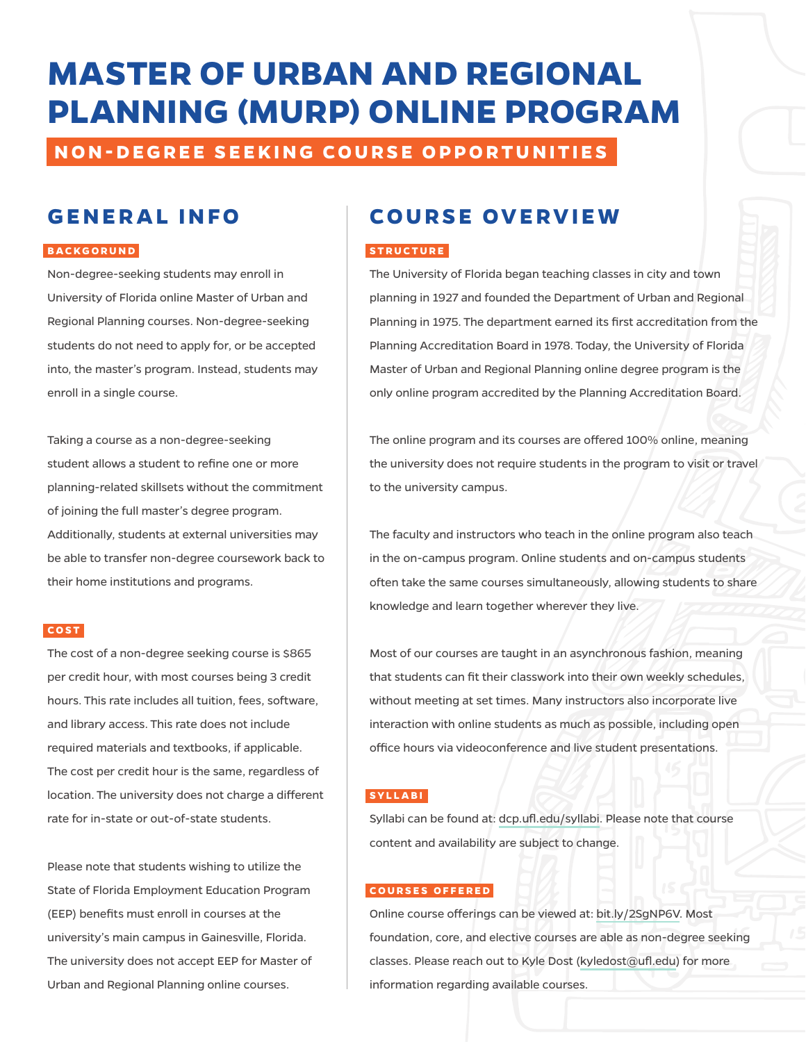# MASTER OF URBAN AND REGIONAL PLANNING (MURP) ONLINE PROGRAM

## NON-DEGREE SEEKING COURSE OPPORTUNITIES

## GENERAL INFO

### BACKGORUND

Non-degree-seeking students may enroll in University of Florida online Master of Urban and Regional Planning courses. Non-degree-seeking students do not need to apply for, or be accepted into, the master's program. Instead, students may enroll in a single course.

Taking a course as a non-degree-seeking student allows a student to refine one or more planning-related skillsets without the commitment of joining the full master's degree program. Additionally, students at external universities may be able to transfer non-degree coursework back to their home institutions and programs.

### COST

The cost of a non-degree seeking course is $865 per credit hour, with most courses being 3 credit hours. This rate includes all tuition, fees, software, and library access. This rate does not include required materials and textbooks, if applicable. The cost per credit hour is the same, regardless of location. The university does not charge a different rate for in-state or out-of-state students.

Please note that students wishing to utilize the State of Florida Employment Education Program (EEP) benefits must enroll in courses at the university's main campus in Gainesville, Florida. The university does not accept EEP for Master of Urban and Regional Planning online courses.

## COURSE OVERVIEW

### STRUCTURE

The University of Florida began teaching classes in city and town planning in 1927 and founded the Department of Urban and Regional Planning in 1975. The department earned its first accreditation from the Planning Accreditation Board in 1978. Today, the University of Florida Master of Urban and Regional Planning online degree program is the only online program accredited by the Planning Accreditation Board.

The online program and its courses are offered 100% online, meaning the university does not require students in the program to visit or travel to the university campus.

The faculty and instructors who teach in the online program also teach in the on-campus program. Online students and on-campus students often take the same courses simultaneously, allowing students to share knowledge and learn together wherever they live.

Most of our courses are taught in an asynchronous fashion, meaning that students can fit their classwork into their own weekly schedules, without meeting at set times. Many instructors also incorporate live interaction with online students as much as possible, including open office hours via videoconference and live student presentations.

### SYLLABI

Syllabi can be found at: dcp.ufl.edu/syllabi. Please note that course content and availability are subject to change.

### COURSES OFFERED

Online course offerings can be viewed at: bit.ly/2SgNP6V. Most foundation, core, and elective courses are able as non-degree seeking classes. Please reach out to Kyle Dost (kyledost@ufl.edu) for more information regarding available courses.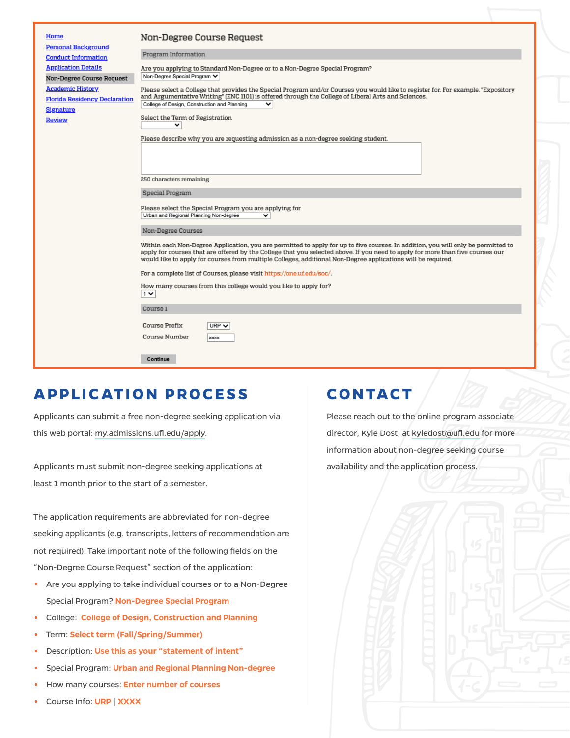Home
Personal Background
Conduct Information
Application Details
Non-Degree Course Request
Academic History
Florida Residency Declaration
Signature
Review

### Non-Degree Course Request

**Program Information**

Are you applying to Standard Non-Degree or to a Non-Degree Special Program?
Non-Degree Special Program

Please select a College that provides the Special Program and/or Courses you would like to register for. For example, "Expository and Argumentative Writing" (ENC 1101) is offered through the College of Liberal Arts and Sciences.
College of Design, Construction and Planning

Select the Term of Registration

Please describe why you are requesting admission as a non-degree seeking student.

250 characters remaining

**Special Program**

Please select the Special Program you are applying for
Urban and Regional Planning Non-degree

**Non-Degree Courses**

Within each Non-Degree Application, you are permitted to apply for up to five courses. In addition, you will only be permitted to apply for courses that are offered by the College that you selected above. If you need to apply for more than five courses our would like to apply for courses from multiple Colleges, additional Non-Degree applications will be required.

For a complete list of Courses, please visit https://one.uf.edu/soc/.

How many courses from this college would you like to apply for?
1

**Course 1**

Course Prefix URP
Course Number xxxx

Continue

## APPLICATION PROCESS

Applicants can submit a free non-degree seeking application via this web portal: my.admissions.ufl.edu/apply.

Applicants must submit non-degree seeking applications at least 1 month prior to the start of a semester.

The application requirements are abbreviated for non-degree seeking applicants (e.g. transcripts, letters of recommendation are not required). Take important note of the following fields on the "Non-Degree Course Request" section of the application:

- Are you applying to take individual courses or to a Non-Degree Special Program? **Non-Degree Special Program**
- College: **College of Design, Construction and Planning**
- Term: **Select term (Fall/Spring/Summer)**
- Description: **Use this as your "statement of intent"**
- Special Program: **Urban and Regional Planning Non-degree**
- How many courses: **Enter number of courses**
- Course Info: **URP** | **XXXX**

## CONTACT

Please reach out to the online program associate director, Kyle Dost, at kyledost@ufl.edu for more information about non-degree seeking course availability and the application process.